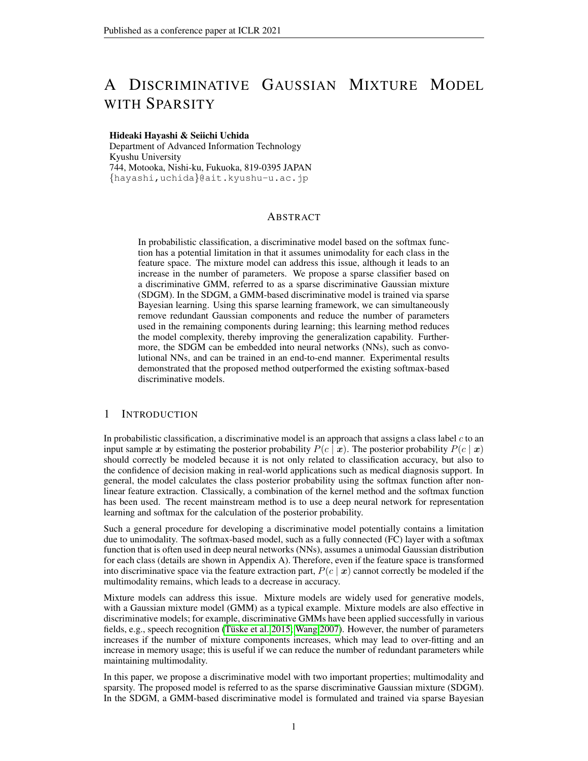// turn-1: output below
# A Discriminative Gaussian Mixture Model with Sparsity

**Hideaki Hayashi & Seiichi Uchida**
Department of Advanced Information Technology
Kyushu University
744, Motooka, Nishi-ku, Fukuoka, 819-0395 JAPAN
{hayashi,uchida}@ait.kyushu-u.ac.jp

## Abstract

In probabilistic classification, a discriminative model based on the softmax function has a potential limitation in that it assumes unimodality for each class in the feature space. The mixture model can address this issue, although it leads to an increase in the number of parameters. We propose a sparse classifier based on a discriminative GMM, referred to as a sparse discriminative Gaussian mixture (SDGM). In the SDGM, a GMM-based discriminative model is trained via sparse Bayesian learning. Using this sparse learning framework, we can simultaneously remove redundant Gaussian components and reduce the number of parameters used in the remaining components during learning; this learning method reduces the model complexity, thereby improving the generalization capability. Furthermore, the SDGM can be embedded into neural networks (NNs), such as convolutional NNs, and can be trained in an end-to-end manner. Experimental results demonstrated that the proposed method outperformed the existing softmax-based discriminative models.

## 1 Introduction

In probabilistic classification, a discriminative model is an approach that assigns a class label $c$ to an input sample $\boldsymbol{x}$ by estimating the posterior probability $P(c \mid \boldsymbol{x})$. The posterior probability $P(c \mid \boldsymbol{x})$ should correctly be modeled because it is not only related to classification accuracy, but also to the confidence of decision making in real-world applications such as medical diagnosis support. In general, the model calculates the class posterior probability using the softmax function after non-linear feature extraction. Classically, a combination of the kernel method and the softmax function has been used. The recent mainstream method is to use a deep neural network for representation learning and softmax for the calculation of the posterior probability.

Such a general procedure for developing a discriminative model potentially contains a limitation due to unimodality. The softmax-based model, such as a fully connected (FC) layer with a softmax function that is often used in deep neural networks (NNs), assumes a unimodal Gaussian distribution for each class (details are shown in Appendix A). Therefore, even if the feature space is transformed into discriminative space via the feature extraction part, $P(c \mid \boldsymbol{x})$ cannot correctly be modeled if the multimodality remains, which leads to a decrease in accuracy.

Mixture models can address this issue. Mixture models are widely used for generative models, with a Gaussian mixture model (GMM) as a typical example. Mixture models are also effective in discriminative models; for example, discriminative GMMs have been applied successfully in various fields, e.g., speech recognition (Tüske et al. 2015; Wang 2007). However, the number of parameters increases if the number of mixture components increases, which may lead to over-fitting and an increase in memory usage; this is useful if we can reduce the number of redundant parameters while maintaining multimodality.

In this paper, we propose a discriminative model with two important properties; multimodality and sparsity. The proposed model is referred to as the sparse discriminative Gaussian mixture (SDGM). In the SDGM, a GMM-based discriminative model is formulated and trained via sparse Bayesian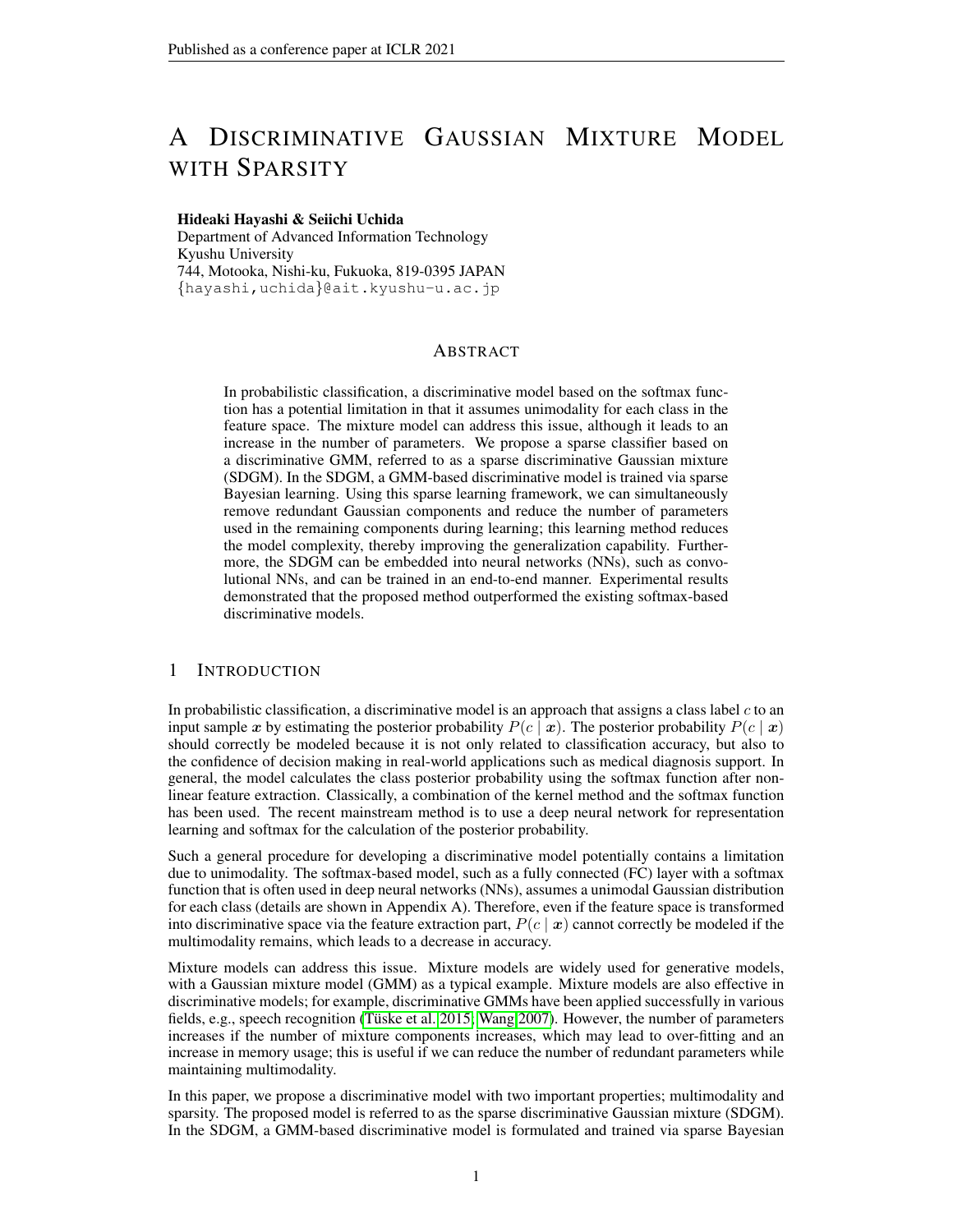# A Discriminative Gaussian Mixture Model with Sparsity

**Hideaki Hayashi & Seiichi Uchida**
Department of Advanced Information Technology
Kyushu University
744, Motooka, Nishi-ku, Fukuoka, 819-0395 JAPAN
{hayashi,uchida}@ait.kyushu-u.ac.jp

## Abstract

In probabilistic classification, a discriminative model based on the softmax function has a potential limitation in that it assumes unimodality for each class in the feature space. The mixture model can address this issue, although it leads to an increase in the number of parameters. We propose a sparse classifier based on a discriminative GMM, referred to as a sparse discriminative Gaussian mixture (SDGM). In the SDGM, a GMM-based discriminative model is trained via sparse Bayesian learning. Using this sparse learning framework, we can simultaneously remove redundant Gaussian components and reduce the number of parameters used in the remaining components during learning; this learning method reduces the model complexity, thereby improving the generalization capability. Furthermore, the SDGM can be embedded into neural networks (NNs), such as convolutional NNs, and can be trained in an end-to-end manner. Experimental results demonstrated that the proposed method outperformed the existing softmax-based discriminative models.

## 1 Introduction

In probabilistic classification, a discriminative model is an approach that assigns a class label $c$ to an input sample $\boldsymbol{x}$ by estimating the posterior probability $P(c \mid \boldsymbol{x})$. The posterior probability $P(c \mid \boldsymbol{x})$ should correctly be modeled because it is not only related to classification accuracy, but also to the confidence of decision making in real-world applications such as medical diagnosis support. In general, the model calculates the class posterior probability using the softmax function after nonlinear feature extraction. Classically, a combination of the kernel method and the softmax function has been used. The recent mainstream method is to use a deep neural network for representation learning and softmax for the calculation of the posterior probability.

Such a general procedure for developing a discriminative model potentially contains a limitation due to unimodality. The softmax-based model, such as a fully connected (FC) layer with a softmax function that is often used in deep neural networks (NNs), assumes a unimodal Gaussian distribution for each class (details are shown in Appendix A). Therefore, even if the feature space is transformed into discriminative space via the feature extraction part, $P(c \mid \boldsymbol{x})$ cannot correctly be modeled if the multimodality remains, which leads to a decrease in accuracy.

Mixture models can address this issue. Mixture models are widely used for generative models, with a Gaussian mixture model (GMM) as a typical example. Mixture models are also effective in discriminative models; for example, discriminative GMMs have been applied successfully in various fields, e.g., speech recognition (Tüske et al. 2015; Wang 2007). However, the number of parameters increases if the number of mixture components increases, which may lead to over-fitting and an increase in memory usage; this is useful if we can reduce the number of redundant parameters while maintaining multimodality.

In this paper, we propose a discriminative model with two important properties; multimodality and sparsity. The proposed model is referred to as the sparse discriminative Gaussian mixture (SDGM). In the SDGM, a GMM-based discriminative model is formulated and trained via sparse Bayesian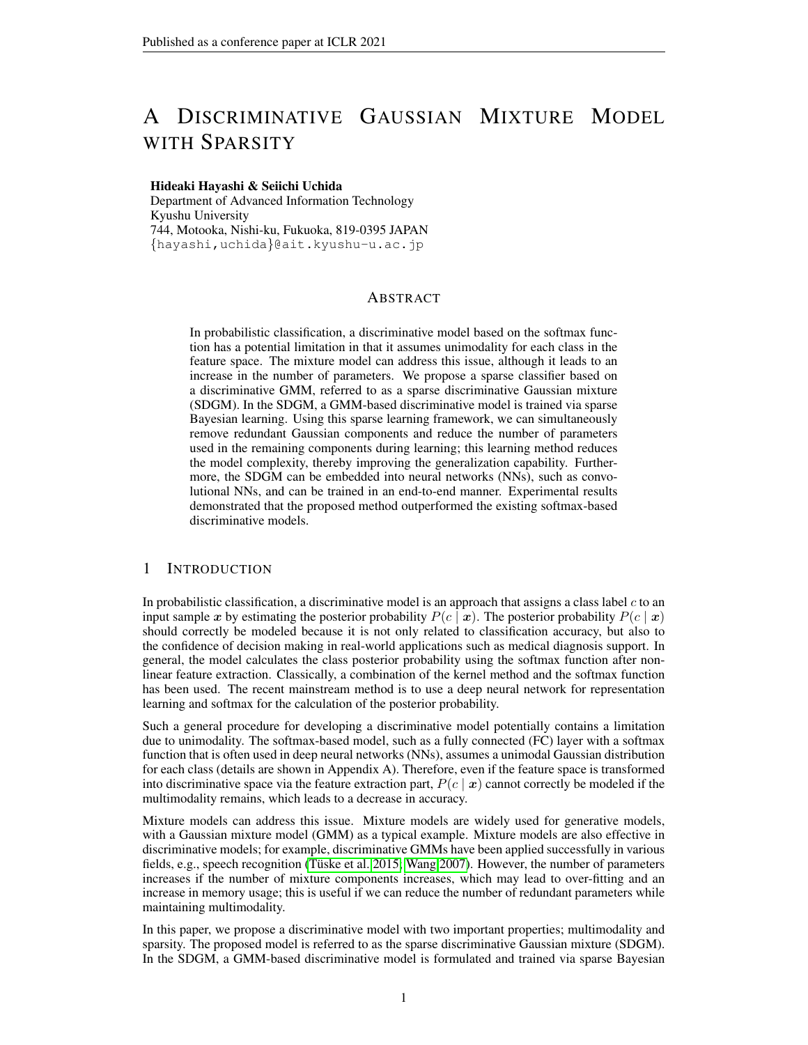# A Discriminative Gaussian Mixture Model with Sparsity

**Hideaki Hayashi & Seiichi Uchida**
Department of Advanced Information Technology
Kyushu University
744, Motooka, Nishi-ku, Fukuoka, 819-0395 JAPAN
{hayashi,uchida}@ait.kyushu-u.ac.jp

## Abstract

In probabilistic classification, a discriminative model based on the softmax function has a potential limitation in that it assumes unimodality for each class in the feature space. The mixture model can address this issue, although it leads to an increase in the number of parameters. We propose a sparse classifier based on a discriminative GMM, referred to as a sparse discriminative Gaussian mixture (SDGM). In the SDGM, a GMM-based discriminative model is trained via sparse Bayesian learning. Using this sparse learning framework, we can simultaneously remove redundant Gaussian components and reduce the number of parameters used in the remaining components during learning; this learning method reduces the model complexity, thereby improving the generalization capability. Furthermore, the SDGM can be embedded into neural networks (NNs), such as convolutional NNs, and can be trained in an end-to-end manner. Experimental results demonstrated that the proposed method outperformed the existing softmax-based discriminative models.

## 1 Introduction

In probabilistic classification, a discriminative model is an approach that assigns a class label $c$ to an input sample $\boldsymbol{x}$ by estimating the posterior probability $P(c \mid \boldsymbol{x})$. The posterior probability $P(c \mid \boldsymbol{x})$ should correctly be modeled because it is not only related to classification accuracy, but also to the confidence of decision making in real-world applications such as medical diagnosis support. In general, the model calculates the class posterior probability using the softmax function after non-linear feature extraction. Classically, a combination of the kernel method and the softmax function has been used. The recent mainstream method is to use a deep neural network for representation learning and softmax for the calculation of the posterior probability.

Such a general procedure for developing a discriminative model potentially contains a limitation due to unimodality. The softmax-based model, such as a fully connected (FC) layer with a softmax function that is often used in deep neural networks (NNs), assumes a unimodal Gaussian distribution for each class (details are shown in Appendix A). Therefore, even if the feature space is transformed into discriminative space via the feature extraction part, $P(c \mid \boldsymbol{x})$ cannot correctly be modeled if the multimodality remains, which leads to a decrease in accuracy.

Mixture models can address this issue. Mixture models are widely used for generative models, with a Gaussian mixture model (GMM) as a typical example. Mixture models are also effective in discriminative models; for example, discriminative GMMs have been applied successfully in various fields, e.g., speech recognition (Tüske et al. 2015; Wang 2007). However, the number of parameters increases if the number of mixture components increases, which may lead to over-fitting and an increase in memory usage; this is useful if we can reduce the number of redundant parameters while maintaining multimodality.

In this paper, we propose a discriminative model with two important properties; multimodality and sparsity. The proposed model is referred to as the sparse discriminative Gaussian mixture (SDGM). In the SDGM, a GMM-based discriminative model is formulated and trained via sparse Bayesian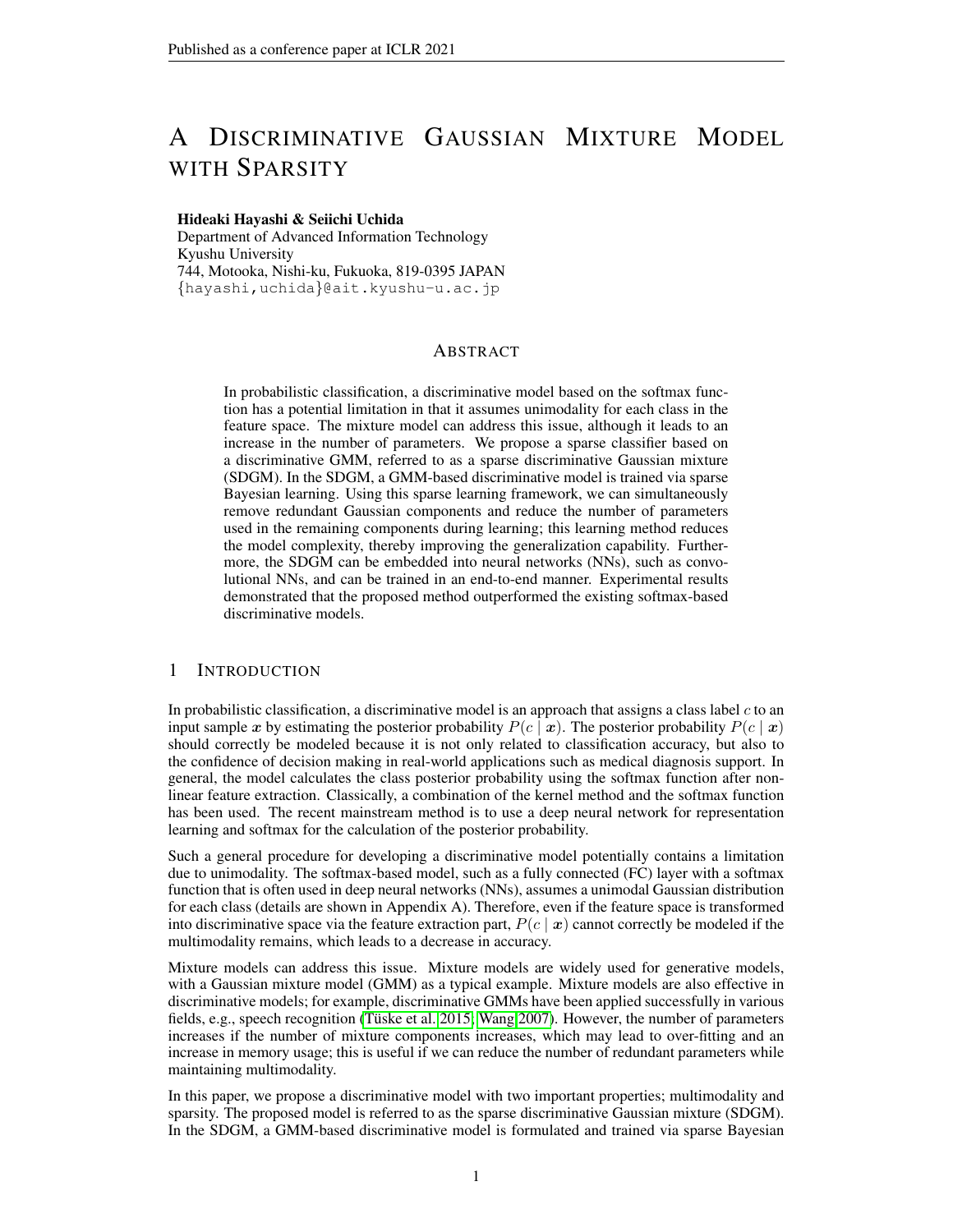# A Discriminative Gaussian Mixture Model with Sparsity

**Hideaki Hayashi & Seiichi Uchida**
Department of Advanced Information Technology
Kyushu University
744, Motooka, Nishi-ku, Fukuoka, 819-0395 JAPAN
{hayashi,uchida}@ait.kyushu-u.ac.jp

## Abstract

In probabilistic classification, a discriminative model based on the softmax function has a potential limitation in that it assumes unimodality for each class in the feature space. The mixture model can address this issue, although it leads to an increase in the number of parameters. We propose a sparse classifier based on a discriminative GMM, referred to as a sparse discriminative Gaussian mixture (SDGM). In the SDGM, a GMM-based discriminative model is trained via sparse Bayesian learning. Using this sparse learning framework, we can simultaneously remove redundant Gaussian components and reduce the number of parameters used in the remaining components during learning; this learning method reduces the model complexity, thereby improving the generalization capability. Furthermore, the SDGM can be embedded into neural networks (NNs), such as convolutional NNs, and can be trained in an end-to-end manner. Experimental results demonstrated that the proposed method outperformed the existing softmax-based discriminative models.

## 1 Introduction

In probabilistic classification, a discriminative model is an approach that assigns a class label $c$ to an input sample $\boldsymbol{x}$ by estimating the posterior probability $P(c \mid \boldsymbol{x})$. The posterior probability $P(c \mid \boldsymbol{x})$ should correctly be modeled because it is not only related to classification accuracy, but also to the confidence of decision making in real-world applications such as medical diagnosis support. In general, the model calculates the class posterior probability using the softmax function after nonlinear feature extraction. Classically, a combination of the kernel method and the softmax function has been used. The recent mainstream method is to use a deep neural network for representation learning and softmax for the calculation of the posterior probability.

Such a general procedure for developing a discriminative model potentially contains a limitation due to unimodality. The softmax-based model, such as a fully connected (FC) layer with a softmax function that is often used in deep neural networks (NNs), assumes a unimodal Gaussian distribution for each class (details are shown in Appendix A). Therefore, even if the feature space is transformed into discriminative space via the feature extraction part, $P(c \mid \boldsymbol{x})$ cannot correctly be modeled if the multimodality remains, which leads to a decrease in accuracy.

Mixture models can address this issue. Mixture models are widely used for generative models, with a Gaussian mixture model (GMM) as a typical example. Mixture models are also effective in discriminative models; for example, discriminative GMMs have been applied successfully in various fields, e.g., speech recognition (Tüske et al. 2015; Wang 2007). However, the number of parameters increases if the number of mixture components increases, which may lead to over-fitting and an increase in memory usage; this is useful if we can reduce the number of redundant parameters while maintaining multimodality.

In this paper, we propose a discriminative model with two important properties; multimodality and sparsity. The proposed model is referred to as the sparse discriminative Gaussian mixture (SDGM). In the SDGM, a GMM-based discriminative model is formulated and trained via sparse Bayesian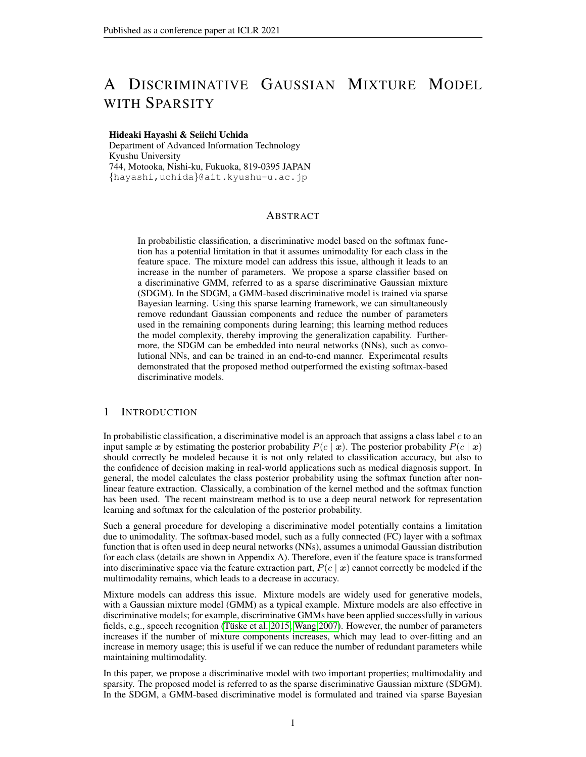# A Discriminative Gaussian Mixture Model with Sparsity

**Hideaki Hayashi & Seiichi Uchida**
Department of Advanced Information Technology
Kyushu University
744, Motooka, Nishi-ku, Fukuoka, 819-0395 JAPAN
{hayashi,uchida}@ait.kyushu-u.ac.jp

## Abstract

In probabilistic classification, a discriminative model based on the softmax function has a potential limitation in that it assumes unimodality for each class in the feature space. The mixture model can address this issue, although it leads to an increase in the number of parameters. We propose a sparse classifier based on a discriminative GMM, referred to as a sparse discriminative Gaussian mixture (SDGM). In the SDGM, a GMM-based discriminative model is trained via sparse Bayesian learning. Using this sparse learning framework, we can simultaneously remove redundant Gaussian components and reduce the number of parameters used in the remaining components during learning; this learning method reduces the model complexity, thereby improving the generalization capability. Furthermore, the SDGM can be embedded into neural networks (NNs), such as convolutional NNs, and can be trained in an end-to-end manner. Experimental results demonstrated that the proposed method outperformed the existing softmax-based discriminative models.

## 1 Introduction

In probabilistic classification, a discriminative model is an approach that assigns a class label $c$ to an input sample $\boldsymbol{x}$ by estimating the posterior probability $P(c \mid \boldsymbol{x})$. The posterior probability $P(c \mid \boldsymbol{x})$ should correctly be modeled because it is not only related to classification accuracy, but also to the confidence of decision making in real-world applications such as medical diagnosis support. In general, the model calculates the class posterior probability using the softmax function after nonlinear feature extraction. Classically, a combination of the kernel method and the softmax function has been used. The recent mainstream method is to use a deep neural network for representation learning and softmax for the calculation of the posterior probability.

Such a general procedure for developing a discriminative model potentially contains a limitation due to unimodality. The softmax-based model, such as a fully connected (FC) layer with a softmax function that is often used in deep neural networks (NNs), assumes a unimodal Gaussian distribution for each class (details are shown in Appendix A). Therefore, even if the feature space is transformed into discriminative space via the feature extraction part, $P(c \mid \boldsymbol{x})$ cannot correctly be modeled if the multimodality remains, which leads to a decrease in accuracy.

Mixture models can address this issue. Mixture models are widely used for generative models, with a Gaussian mixture model (GMM) as a typical example. Mixture models are also effective in discriminative models; for example, discriminative GMMs have been applied successfully in various fields, e.g., speech recognition (Tüske et al. 2015; Wang 2007). However, the number of parameters increases if the number of mixture components increases, which may lead to over-fitting and an increase in memory usage; this is useful if we can reduce the number of redundant parameters while maintaining multimodality.

In this paper, we propose a discriminative model with two important properties; multimodality and sparsity. The proposed model is referred to as the sparse discriminative Gaussian mixture (SDGM). In the SDGM, a GMM-based discriminative model is formulated and trained via sparse Bayesian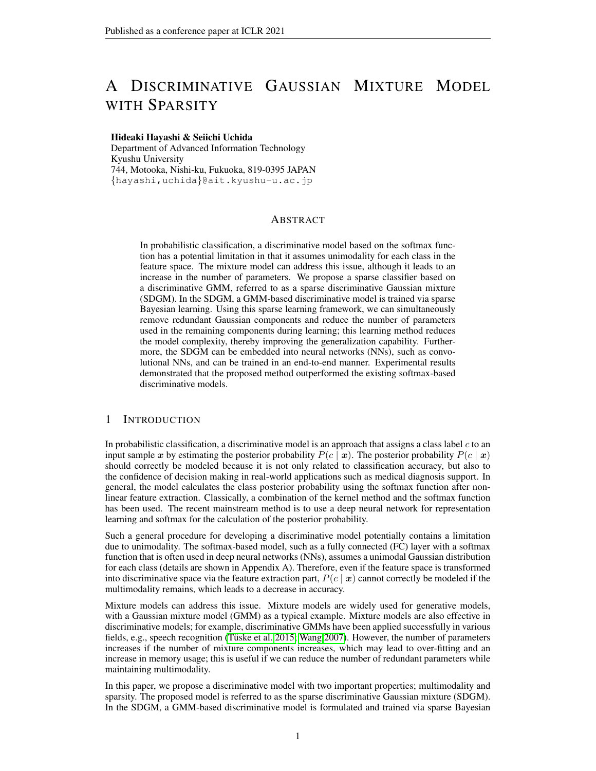# A Discriminative Gaussian Mixture Model with Sparsity

**Hideaki Hayashi & Seiichi Uchida**
Department of Advanced Information Technology
Kyushu University
744, Motooka, Nishi-ku, Fukuoka, 819-0395 JAPAN
{hayashi,uchida}@ait.kyushu-u.ac.jp

## Abstract

In probabilistic classification, a discriminative model based on the softmax function has a potential limitation in that it assumes unimodality for each class in the feature space. The mixture model can address this issue, although it leads to an increase in the number of parameters. We propose a sparse classifier based on a discriminative GMM, referred to as a sparse discriminative Gaussian mixture (SDGM). In the SDGM, a GMM-based discriminative model is trained via sparse Bayesian learning. Using this sparse learning framework, we can simultaneously remove redundant Gaussian components and reduce the number of parameters used in the remaining components during learning; this learning method reduces the model complexity, thereby improving the generalization capability. Furthermore, the SDGM can be embedded into neural networks (NNs), such as convolutional NNs, and can be trained in an end-to-end manner. Experimental results demonstrated that the proposed method outperformed the existing softmax-based discriminative models.

## 1 Introduction

In probabilistic classification, a discriminative model is an approach that assigns a class label $c$ to an input sample $\boldsymbol{x}$ by estimating the posterior probability $P(c \mid \boldsymbol{x})$. The posterior probability $P(c \mid \boldsymbol{x})$ should correctly be modeled because it is not only related to classification accuracy, but also to the confidence of decision making in real-world applications such as medical diagnosis support. In general, the model calculates the class posterior probability using the softmax function after non-linear feature extraction. Classically, a combination of the kernel method and the softmax function has been used. The recent mainstream method is to use a deep neural network for representation learning and softmax for the calculation of the posterior probability.

Such a general procedure for developing a discriminative model potentially contains a limitation due to unimodality. The softmax-based model, such as a fully connected (FC) layer with a softmax function that is often used in deep neural networks (NNs), assumes a unimodal Gaussian distribution for each class (details are shown in Appendix A). Therefore, even if the feature space is transformed into discriminative space via the feature extraction part, $P(c \mid \boldsymbol{x})$ cannot correctly be modeled if the multimodality remains, which leads to a decrease in accuracy.

Mixture models can address this issue. Mixture models are widely used for generative models, with a Gaussian mixture model (GMM) as a typical example. Mixture models are also effective in discriminative models; for example, discriminative GMMs have been applied successfully in various fields, e.g., speech recognition (Tüske et al. 2015; Wang 2007). However, the number of parameters increases if the number of mixture components increases, which may lead to over-fitting and an increase in memory usage; this is useful if we can reduce the number of redundant parameters while maintaining multimodality.

In this paper, we propose a discriminative model with two important properties; multimodality and sparsity. The proposed model is referred to as the sparse discriminative Gaussian mixture (SDGM). In the SDGM, a GMM-based discriminative model is formulated and trained via sparse Bayesian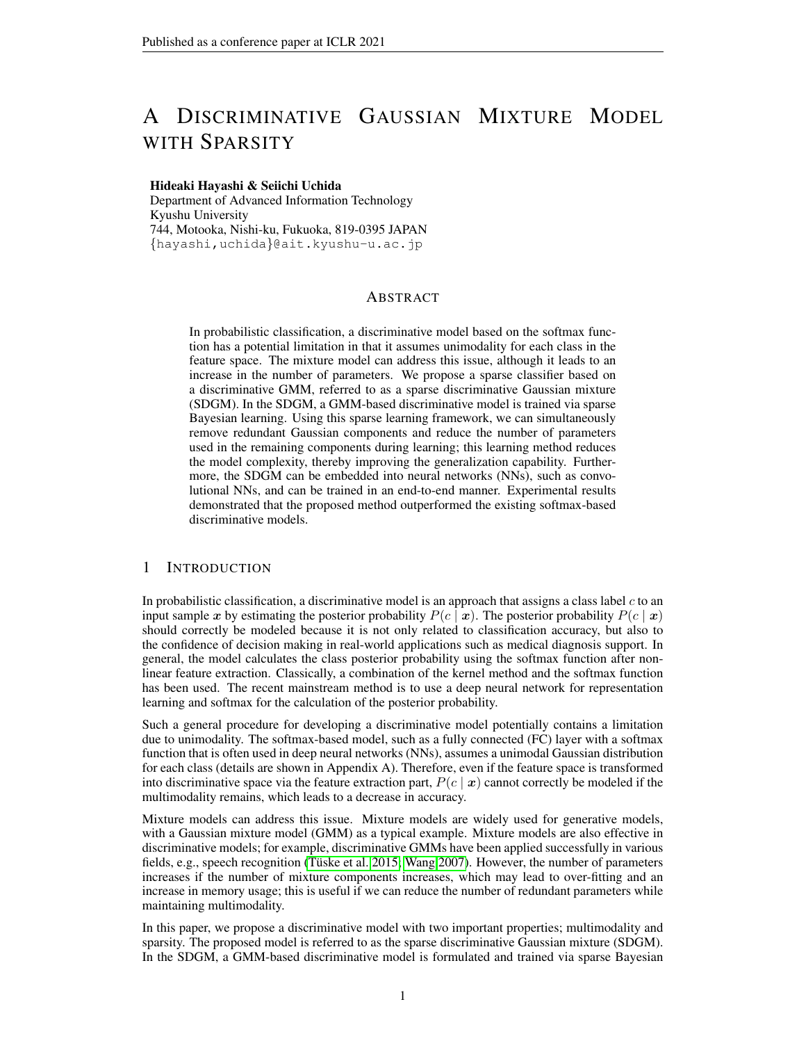# A DISCRIMINATIVE GAUSSIAN MIXTURE MODEL WITH SPARSITY

**Hideaki Hayashi & Seiichi Uchida**
Department of Advanced Information Technology
Kyushu University
744, Motooka, Nishi-ku, Fukuoka, 819-0395 JAPAN
{hayashi,uchida}@ait.kyushu-u.ac.jp

## ABSTRACT

In probabilistic classification, a discriminative model based on the softmax function has a potential limitation in that it assumes unimodality for each class in the feature space. The mixture model can address this issue, although it leads to an increase in the number of parameters. We propose a sparse classifier based on a discriminative GMM, referred to as a sparse discriminative Gaussian mixture (SDGM). In the SDGM, a GMM-based discriminative model is trained via sparse Bayesian learning. Using this sparse learning framework, we can simultaneously remove redundant Gaussian components and reduce the number of parameters used in the remaining components during learning; this learning method reduces the model complexity, thereby improving the generalization capability. Furthermore, the SDGM can be embedded into neural networks (NNs), such as convolutional NNs, and can be trained in an end-to-end manner. Experimental results demonstrated that the proposed method outperformed the existing softmax-based discriminative models.

## 1 INTRODUCTION

In probabilistic classification, a discriminative model is an approach that assigns a class label $c$ to an input sample $\boldsymbol{x}$ by estimating the posterior probability $P(c \mid \boldsymbol{x})$. The posterior probability $P(c \mid \boldsymbol{x})$ should correctly be modeled because it is not only related to classification accuracy, but also to the confidence of decision making in real-world applications such as medical diagnosis support. In general, the model calculates the class posterior probability using the softmax function after nonlinear feature extraction. Classically, a combination of the kernel method and the softmax function has been used. The recent mainstream method is to use a deep neural network for representation learning and softmax for the calculation of the posterior probability.

Such a general procedure for developing a discriminative model potentially contains a limitation due to unimodality. The softmax-based model, such as a fully connected (FC) layer with a softmax function that is often used in deep neural networks (NNs), assumes a unimodal Gaussian distribution for each class (details are shown in Appendix A). Therefore, even if the feature space is transformed into discriminative space via the feature extraction part, $P(c \mid \boldsymbol{x})$ cannot correctly be modeled if the multimodality remains, which leads to a decrease in accuracy.

Mixture models can address this issue. Mixture models are widely used for generative models, with a Gaussian mixture model (GMM) as a typical example. Mixture models are also effective in discriminative models; for example, discriminative GMMs have been applied successfully in various fields, e.g., speech recognition (Tüske et al. 2015; Wang 2007). However, the number of parameters increases if the number of mixture components increases, which may lead to over-fitting and an increase in memory usage; this is useful if we can reduce the number of redundant parameters while maintaining multimodality.

In this paper, we propose a discriminative model with two important properties; multimodality and sparsity. The proposed model is referred to as the sparse discriminative Gaussian mixture (SDGM). In the SDGM, a GMM-based discriminative model is formulated and trained via sparse Bayesian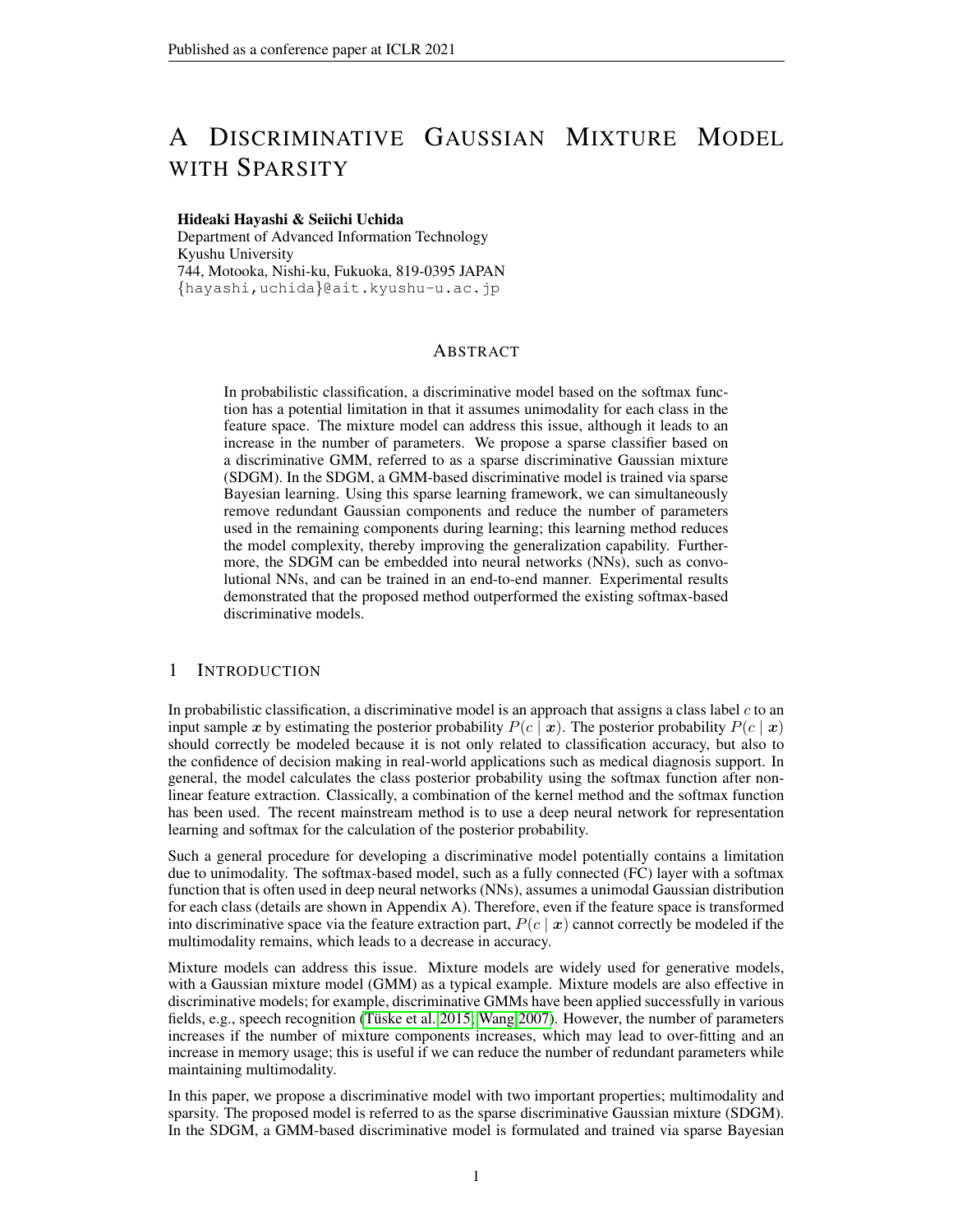# A Discriminative Gaussian Mixture Model with Sparsity

**Hideaki Hayashi & Seiichi Uchida**
Department of Advanced Information Technology
Kyushu University
744, Motooka, Nishi-ku, Fukuoka, 819-0395 JAPAN
{hayashi,uchida}@ait.kyushu-u.ac.jp

## Abstract

In probabilistic classification, a discriminative model based on the softmax function has a potential limitation in that it assumes unimodality for each class in the feature space. The mixture model can address this issue, although it leads to an increase in the number of parameters. We propose a sparse classifier based on a discriminative GMM, referred to as a sparse discriminative Gaussian mixture (SDGM). In the SDGM, a GMM-based discriminative model is trained via sparse Bayesian learning. Using this sparse learning framework, we can simultaneously remove redundant Gaussian components and reduce the number of parameters used in the remaining components during learning; this learning method reduces the model complexity, thereby improving the generalization capability. Furthermore, the SDGM can be embedded into neural networks (NNs), such as convolutional NNs, and can be trained in an end-to-end manner. Experimental results demonstrated that the proposed method outperformed the existing softmax-based discriminative models.

## 1 Introduction

In probabilistic classification, a discriminative model is an approach that assigns a class label $c$ to an input sample $\boldsymbol{x}$ by estimating the posterior probability $P(c \mid \boldsymbol{x})$. The posterior probability $P(c \mid \boldsymbol{x})$ should correctly be modeled because it is not only related to classification accuracy, but also to the confidence of decision making in real-world applications such as medical diagnosis support. In general, the model calculates the class posterior probability using the softmax function after nonlinear feature extraction. Classically, a combination of the kernel method and the softmax function has been used. The recent mainstream method is to use a deep neural network for representation learning and softmax for the calculation of the posterior probability.

Such a general procedure for developing a discriminative model potentially contains a limitation due to unimodality. The softmax-based model, such as a fully connected (FC) layer with a softmax function that is often used in deep neural networks (NNs), assumes a unimodal Gaussian distribution for each class (details are shown in Appendix A). Therefore, even if the feature space is transformed into discriminative space via the feature extraction part, $P(c \mid \boldsymbol{x})$ cannot correctly be modeled if the multimodality remains, which leads to a decrease in accuracy.

Mixture models can address this issue. Mixture models are widely used for generative models, with a Gaussian mixture model (GMM) as a typical example. Mixture models are also effective in discriminative models; for example, discriminative GMMs have been applied successfully in various fields, e.g., speech recognition (Tüske et al., 2015; Wang, 2007). However, the number of parameters increases if the number of mixture components increases, which may lead to over-fitting and an increase in memory usage; this is useful if we can reduce the number of redundant parameters while maintaining multimodality.

In this paper, we propose a discriminative model with two important properties; multimodality and sparsity. The proposed model is referred to as the sparse discriminative Gaussian mixture (SDGM). In the SDGM, a GMM-based discriminative model is formulated and trained via sparse Bayesian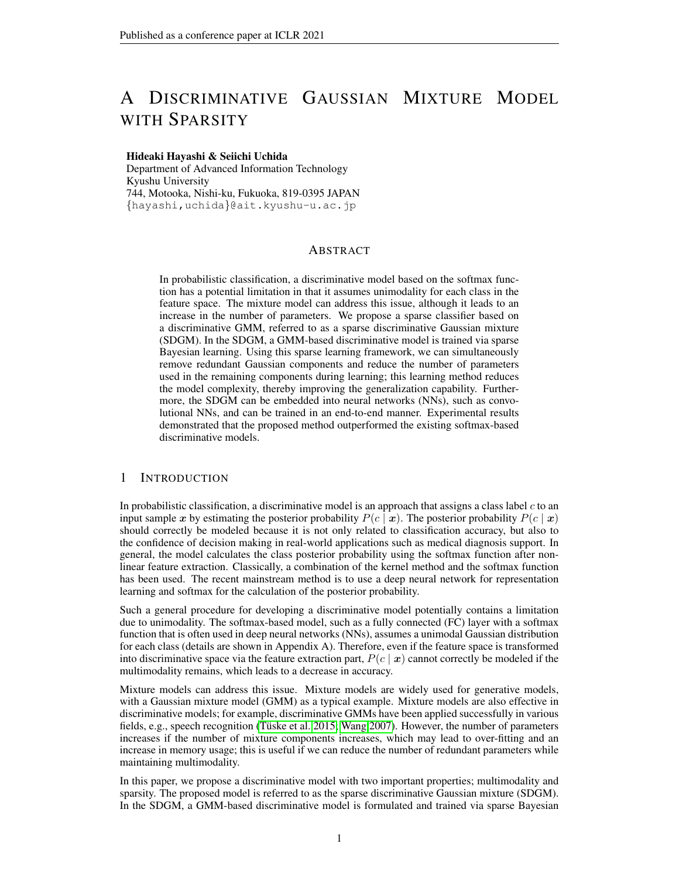# A Discriminative Gaussian Mixture Model with Sparsity

**Hideaki Hayashi & Seiichi Uchida**
Department of Advanced Information Technology
Kyushu University
744, Motooka, Nishi-ku, Fukuoka, 819-0395 JAPAN
{hayashi,uchida}@ait.kyushu-u.ac.jp

## Abstract

In probabilistic classification, a discriminative model based on the softmax function has a potential limitation in that it assumes unimodality for each class in the feature space. The mixture model can address this issue, although it leads to an increase in the number of parameters. We propose a sparse classifier based on a discriminative GMM, referred to as a sparse discriminative Gaussian mixture (SDGM). In the SDGM, a GMM-based discriminative model is trained via sparse Bayesian learning. Using this sparse learning framework, we can simultaneously remove redundant Gaussian components and reduce the number of parameters used in the remaining components during learning; this learning method reduces the model complexity, thereby improving the generalization capability. Furthermore, the SDGM can be embedded into neural networks (NNs), such as convolutional NNs, and can be trained in an end-to-end manner. Experimental results demonstrated that the proposed method outperformed the existing softmax-based discriminative models.

## 1 Introduction

In probabilistic classification, a discriminative model is an approach that assigns a class label $c$ to an input sample $\boldsymbol{x}$ by estimating the posterior probability $P(c \mid \boldsymbol{x})$. The posterior probability $P(c \mid \boldsymbol{x})$ should correctly be modeled because it is not only related to classification accuracy, but also to the confidence of decision making in real-world applications such as medical diagnosis support. In general, the model calculates the class posterior probability using the softmax function after nonlinear feature extraction. Classically, a combination of the kernel method and the softmax function has been used. The recent mainstream method is to use a deep neural network for representation learning and softmax for the calculation of the posterior probability.

Such a general procedure for developing a discriminative model potentially contains a limitation due to unimodality. The softmax-based model, such as a fully connected (FC) layer with a softmax function that is often used in deep neural networks (NNs), assumes a unimodal Gaussian distribution for each class (details are shown in Appendix A). Therefore, even if the feature space is transformed into discriminative space via the feature extraction part, $P(c \mid \boldsymbol{x})$ cannot correctly be modeled if the multimodality remains, which leads to a decrease in accuracy.

Mixture models can address this issue. Mixture models are widely used for generative models, with a Gaussian mixture model (GMM) as a typical example. Mixture models are also effective in discriminative models; for example, discriminative GMMs have been applied successfully in various fields, e.g., speech recognition (Tüske et al. 2015; Wang 2007). However, the number of parameters increases if the number of mixture components increases, which may lead to over-fitting and an increase in memory usage; this is useful if we can reduce the number of redundant parameters while maintaining multimodality.

In this paper, we propose a discriminative model with two important properties; multimodality and sparsity. The proposed model is referred to as the sparse discriminative Gaussian mixture (SDGM). In the SDGM, a GMM-based discriminative model is formulated and trained via sparse Bayesian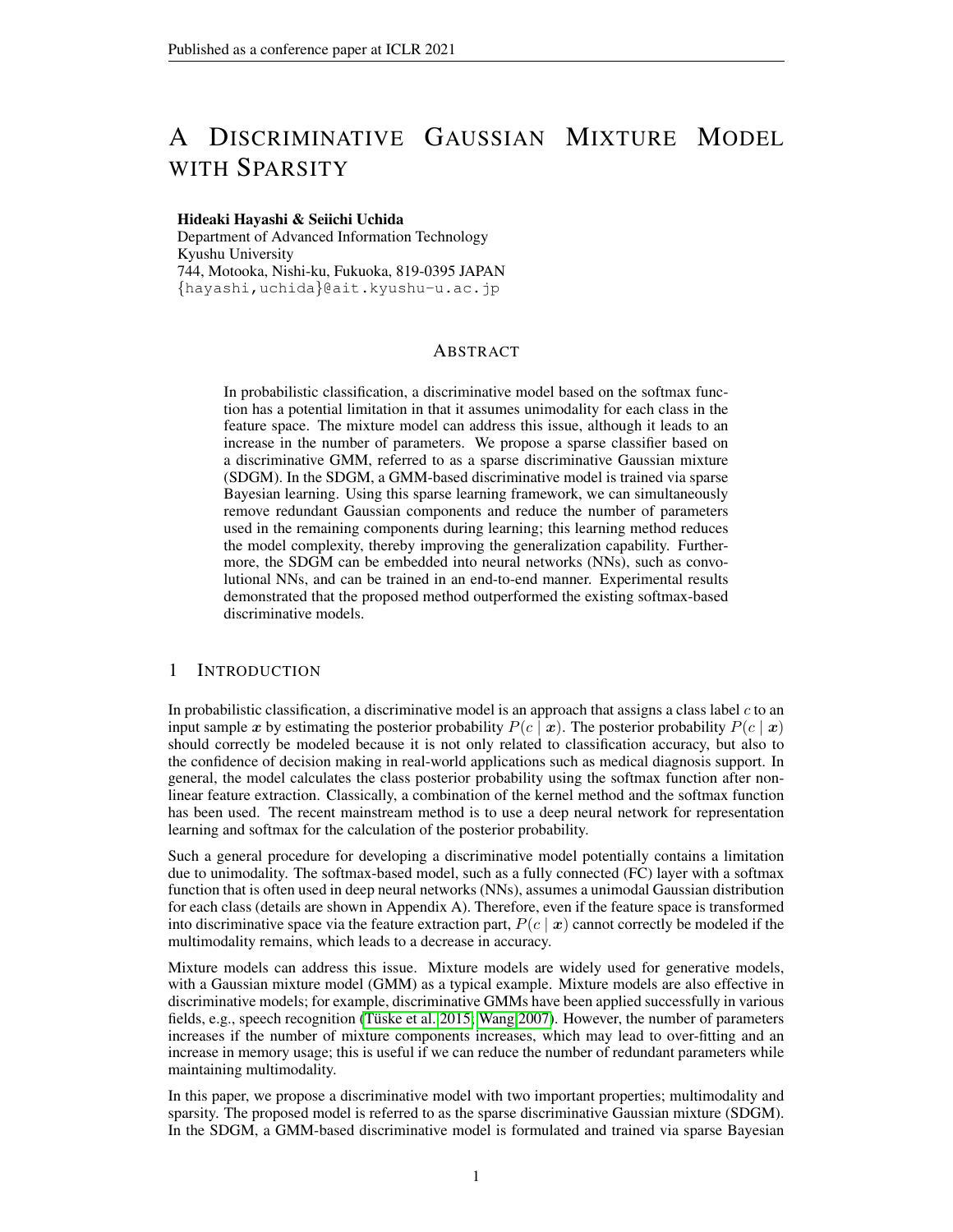# A Discriminative Gaussian Mixture Model with Sparsity

**Hideaki Hayashi & Seiichi Uchida**
Department of Advanced Information Technology
Kyushu University
744, Motooka, Nishi-ku, Fukuoka, 819-0395 JAPAN
{hayashi,uchida}@ait.kyushu-u.ac.jp

## Abstract

In probabilistic classification, a discriminative model based on the softmax function has a potential limitation in that it assumes unimodality for each class in the feature space. The mixture model can address this issue, although it leads to an increase in the number of parameters. We propose a sparse classifier based on a discriminative GMM, referred to as a sparse discriminative Gaussian mixture (SDGM). In the SDGM, a GMM-based discriminative model is trained via sparse Bayesian learning. Using this sparse learning framework, we can simultaneously remove redundant Gaussian components and reduce the number of parameters used in the remaining components during learning; this learning method reduces the model complexity, thereby improving the generalization capability. Furthermore, the SDGM can be embedded into neural networks (NNs), such as convolutional NNs, and can be trained in an end-to-end manner. Experimental results demonstrated that the proposed method outperformed the existing softmax-based discriminative models.

## 1 Introduction

In probabilistic classification, a discriminative model is an approach that assigns a class label $c$ to an input sample $\boldsymbol{x}$ by estimating the posterior probability $P(c \mid \boldsymbol{x})$. The posterior probability $P(c \mid \boldsymbol{x})$ should correctly be modeled because it is not only related to classification accuracy, but also to the confidence of decision making in real-world applications such as medical diagnosis support. In general, the model calculates the class posterior probability using the softmax function after non-linear feature extraction. Classically, a combination of the kernel method and the softmax function has been used. The recent mainstream method is to use a deep neural network for representation learning and softmax for the calculation of the posterior probability.

Such a general procedure for developing a discriminative model potentially contains a limitation due to unimodality. The softmax-based model, such as a fully connected (FC) layer with a softmax function that is often used in deep neural networks (NNs), assumes a unimodal Gaussian distribution for each class (details are shown in Appendix A). Therefore, even if the feature space is transformed into discriminative space via the feature extraction part, $P(c \mid \boldsymbol{x})$ cannot correctly be modeled if the multimodality remains, which leads to a decrease in accuracy.

Mixture models can address this issue. Mixture models are widely used for generative models, with a Gaussian mixture model (GMM) as a typical example. Mixture models are also effective in discriminative models; for example, discriminative GMMs have been applied successfully in various fields, e.g., speech recognition (Tüske et al. 2015; Wang 2007). However, the number of parameters increases if the number of mixture components increases, which may lead to over-fitting and an increase in memory usage; this is useful if we can reduce the number of redundant parameters while maintaining multimodality.

In this paper, we propose a discriminative model with two important properties; multimodality and sparsity. The proposed model is referred to as the sparse discriminative Gaussian mixture (SDGM). In the SDGM, a GMM-based discriminative model is formulated and trained via sparse Bayesian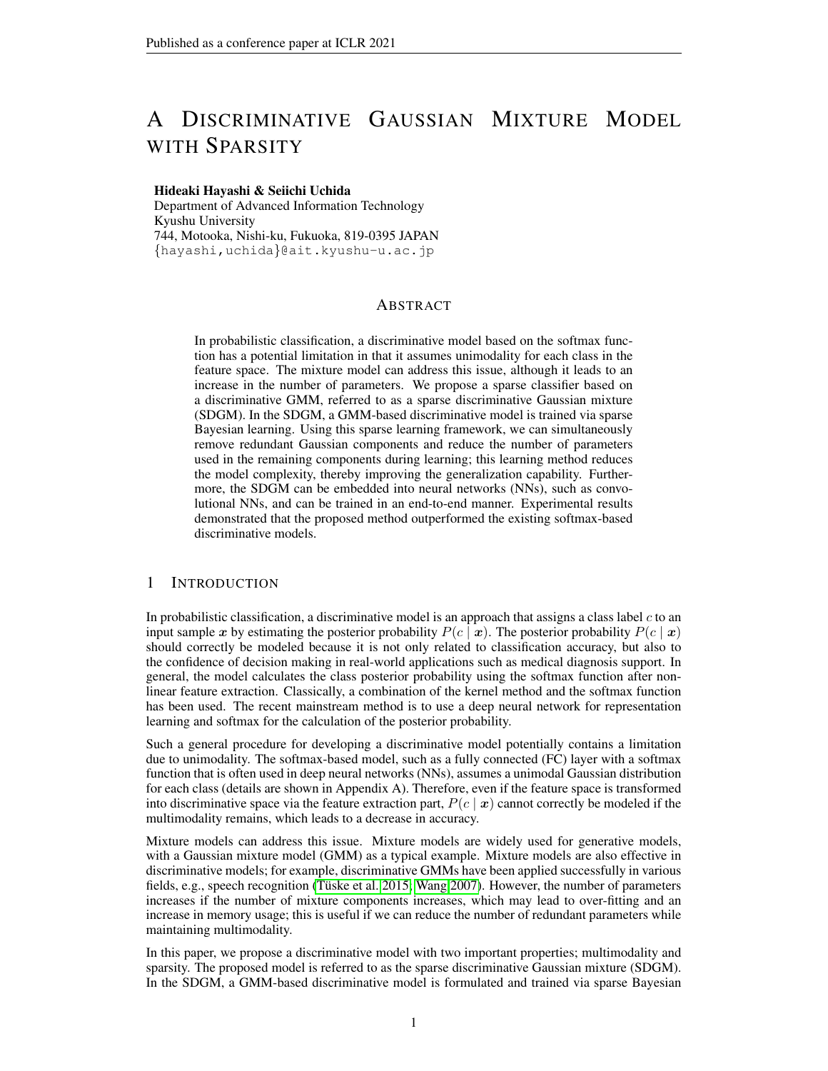# A Discriminative Gaussian Mixture Model with Sparsity

**Hideaki Hayashi & Seiichi Uchida**
Department of Advanced Information Technology
Kyushu University
744, Motooka, Nishi-ku, Fukuoka, 819-0395 JAPAN
{hayashi,uchida}@ait.kyushu-u.ac.jp

## Abstract

In probabilistic classification, a discriminative model based on the softmax function has a potential limitation in that it assumes unimodality for each class in the feature space. The mixture model can address this issue, although it leads to an increase in the number of parameters. We propose a sparse classifier based on a discriminative GMM, referred to as a sparse discriminative Gaussian mixture (SDGM). In the SDGM, a GMM-based discriminative model is trained via sparse Bayesian learning. Using this sparse learning framework, we can simultaneously remove redundant Gaussian components and reduce the number of parameters used in the remaining components during learning; this learning method reduces the model complexity, thereby improving the generalization capability. Furthermore, the SDGM can be embedded into neural networks (NNs), such as convolutional NNs, and can be trained in an end-to-end manner. Experimental results demonstrated that the proposed method outperformed the existing softmax-based discriminative models.

## 1 Introduction

In probabilistic classification, a discriminative model is an approach that assigns a class label $c$ to an input sample $\boldsymbol{x}$ by estimating the posterior probability $P(c \mid \boldsymbol{x})$. The posterior probability $P(c \mid \boldsymbol{x})$ should correctly be modeled because it is not only related to classification accuracy, but also to the confidence of decision making in real-world applications such as medical diagnosis support. In general, the model calculates the class posterior probability using the softmax function after non-linear feature extraction. Classically, a combination of the kernel method and the softmax function has been used. The recent mainstream method is to use a deep neural network for representation learning and softmax for the calculation of the posterior probability.

Such a general procedure for developing a discriminative model potentially contains a limitation due to unimodality. The softmax-based model, such as a fully connected (FC) layer with a softmax function that is often used in deep neural networks (NNs), assumes a unimodal Gaussian distribution for each class (details are shown in Appendix A). Therefore, even if the feature space is transformed into discriminative space via the feature extraction part, $P(c \mid \boldsymbol{x})$ cannot correctly be modeled if the multimodality remains, which leads to a decrease in accuracy.

Mixture models can address this issue. Mixture models are widely used for generative models, with a Gaussian mixture model (GMM) as a typical example. Mixture models are also effective in discriminative models; for example, discriminative GMMs have been applied successfully in various fields, e.g., speech recognition (Tüske et al. 2015; Wang 2007). However, the number of parameters increases if the number of mixture components increases, which may lead to over-fitting and an increase in memory usage; this is useful if we can reduce the number of redundant parameters while maintaining multimodality.

In this paper, we propose a discriminative model with two important properties; multimodality and sparsity. The proposed model is referred to as the sparse discriminative Gaussian mixture (SDGM). In the SDGM, a GMM-based discriminative model is formulated and trained via sparse Bayesian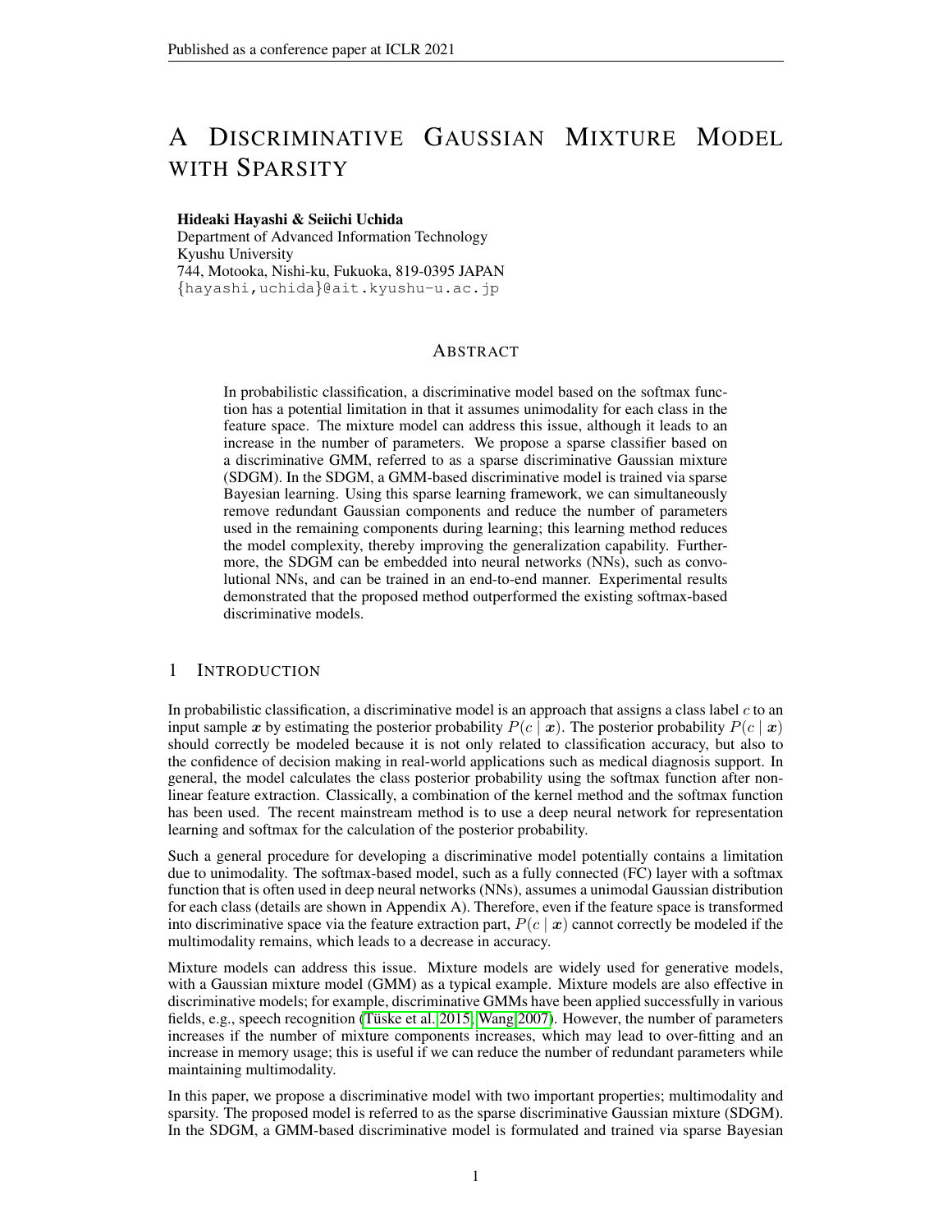# A Discriminative Gaussian Mixture Model with Sparsity

**Hideaki Hayashi & Seiichi Uchida**
Department of Advanced Information Technology
Kyushu University
744, Motooka, Nishi-ku, Fukuoka, 819-0395 JAPAN
{hayashi,uchida}@ait.kyushu-u.ac.jp

## Abstract

In probabilistic classification, a discriminative model based on the softmax function has a potential limitation in that it assumes unimodality for each class in the feature space. The mixture model can address this issue, although it leads to an increase in the number of parameters. We propose a sparse classifier based on a discriminative GMM, referred to as a sparse discriminative Gaussian mixture (SDGM). In the SDGM, a GMM-based discriminative model is trained via sparse Bayesian learning. Using this sparse learning framework, we can simultaneously remove redundant Gaussian components and reduce the number of parameters used in the remaining components during learning; this learning method reduces the model complexity, thereby improving the generalization capability. Furthermore, the SDGM can be embedded into neural networks (NNs), such as convolutional NNs, and can be trained in an end-to-end manner. Experimental results demonstrated that the proposed method outperformed the existing softmax-based discriminative models.

## 1 Introduction

In probabilistic classification, a discriminative model is an approach that assigns a class label $c$ to an input sample $\boldsymbol{x}$ by estimating the posterior probability $P(c \mid \boldsymbol{x})$. The posterior probability $P(c \mid \boldsymbol{x})$ should correctly be modeled because it is not only related to classification accuracy, but also to the confidence of decision making in real-world applications such as medical diagnosis support. In general, the model calculates the class posterior probability using the softmax function after nonlinear feature extraction. Classically, a combination of the kernel method and the softmax function has been used. The recent mainstream method is to use a deep neural network for representation learning and softmax for the calculation of the posterior probability.

Such a general procedure for developing a discriminative model potentially contains a limitation due to unimodality. The softmax-based model, such as a fully connected (FC) layer with a softmax function that is often used in deep neural networks (NNs), assumes a unimodal Gaussian distribution for each class (details are shown in Appendix A). Therefore, even if the feature space is transformed into discriminative space via the feature extraction part, $P(c \mid \boldsymbol{x})$ cannot correctly be modeled if the multimodality remains, which leads to a decrease in accuracy.

Mixture models can address this issue. Mixture models are widely used for generative models, with a Gaussian mixture model (GMM) as a typical example. Mixture models are also effective in discriminative models; for example, discriminative GMMs have been applied successfully in various fields, e.g., speech recognition (Tüske et al. 2015; Wang 2007). However, the number of parameters increases if the number of mixture components increases, which may lead to over-fitting and an increase in memory usage; this is useful if we can reduce the number of redundant parameters while maintaining multimodality.

In this paper, we propose a discriminative model with two important properties; multimodality and sparsity. The proposed model is referred to as the sparse discriminative Gaussian mixture (SDGM). In the SDGM, a GMM-based discriminative model is formulated and trained via sparse Bayesian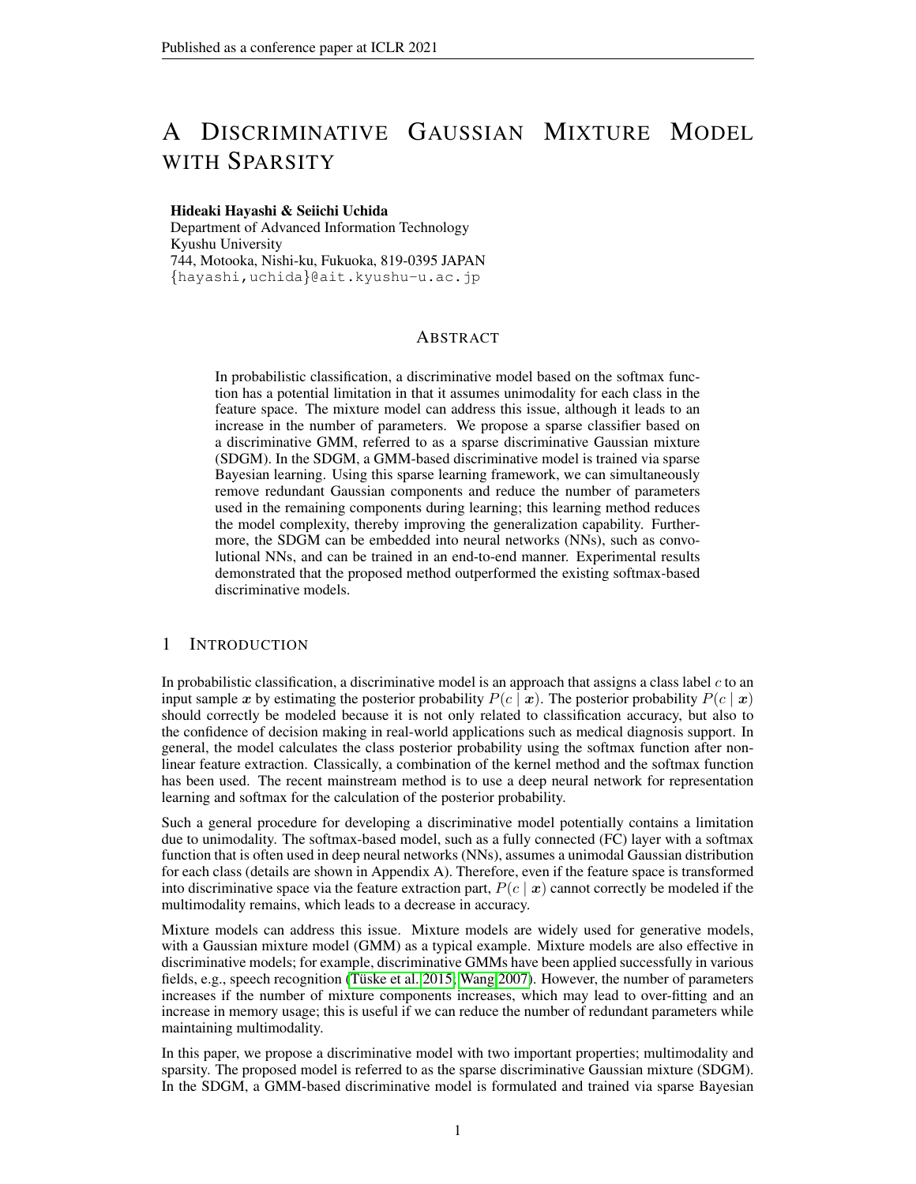# A Discriminative Gaussian Mixture Model with Sparsity

**Hideaki Hayashi & Seiichi Uchida**
Department of Advanced Information Technology
Kyushu University
744, Motooka, Nishi-ku, Fukuoka, 819-0395 JAPAN
{hayashi,uchida}@ait.kyushu-u.ac.jp

## Abstract

In probabilistic classification, a discriminative model based on the softmax function has a potential limitation in that it assumes unimodality for each class in the feature space. The mixture model can address this issue, although it leads to an increase in the number of parameters. We propose a sparse classifier based on a discriminative GMM, referred to as a sparse discriminative Gaussian mixture (SDGM). In the SDGM, a GMM-based discriminative model is trained via sparse Bayesian learning. Using this sparse learning framework, we can simultaneously remove redundant Gaussian components and reduce the number of parameters used in the remaining components during learning; this learning method reduces the model complexity, thereby improving the generalization capability. Furthermore, the SDGM can be embedded into neural networks (NNs), such as convolutional NNs, and can be trained in an end-to-end manner. Experimental results demonstrated that the proposed method outperformed the existing softmax-based discriminative models.

## 1 Introduction

In probabilistic classification, a discriminative model is an approach that assigns a class label $c$ to an input sample $\boldsymbol{x}$ by estimating the posterior probability $P(c \mid \boldsymbol{x})$. The posterior probability $P(c \mid \boldsymbol{x})$ should correctly be modeled because it is not only related to classification accuracy, but also to the confidence of decision making in real-world applications such as medical diagnosis support. In general, the model calculates the class posterior probability using the softmax function after non-linear feature extraction. Classically, a combination of the kernel method and the softmax function has been used. The recent mainstream method is to use a deep neural network for representation learning and softmax for the calculation of the posterior probability.

Such a general procedure for developing a discriminative model potentially contains a limitation due to unimodality. The softmax-based model, such as a fully connected (FC) layer with a softmax function that is often used in deep neural networks (NNs), assumes a unimodal Gaussian distribution for each class (details are shown in Appendix A). Therefore, even if the feature space is transformed into discriminative space via the feature extraction part, $P(c \mid \boldsymbol{x})$ cannot correctly be modeled if the multimodality remains, which leads to a decrease in accuracy.

Mixture models can address this issue. Mixture models are widely used for generative models, with a Gaussian mixture model (GMM) as a typical example. Mixture models are also effective in discriminative models; for example, discriminative GMMs have been applied successfully in various fields, e.g., speech recognition (Tüske et al. 2015; Wang 2007). However, the number of parameters increases if the number of mixture components increases, which may lead to over-fitting and an increase in memory usage; this is useful if we can reduce the number of redundant parameters while maintaining multimodality.

In this paper, we propose a discriminative model with two important properties; multimodality and sparsity. The proposed model is referred to as the sparse discriminative Gaussian mixture (SDGM). In the SDGM, a GMM-based discriminative model is formulated and trained via sparse Bayesian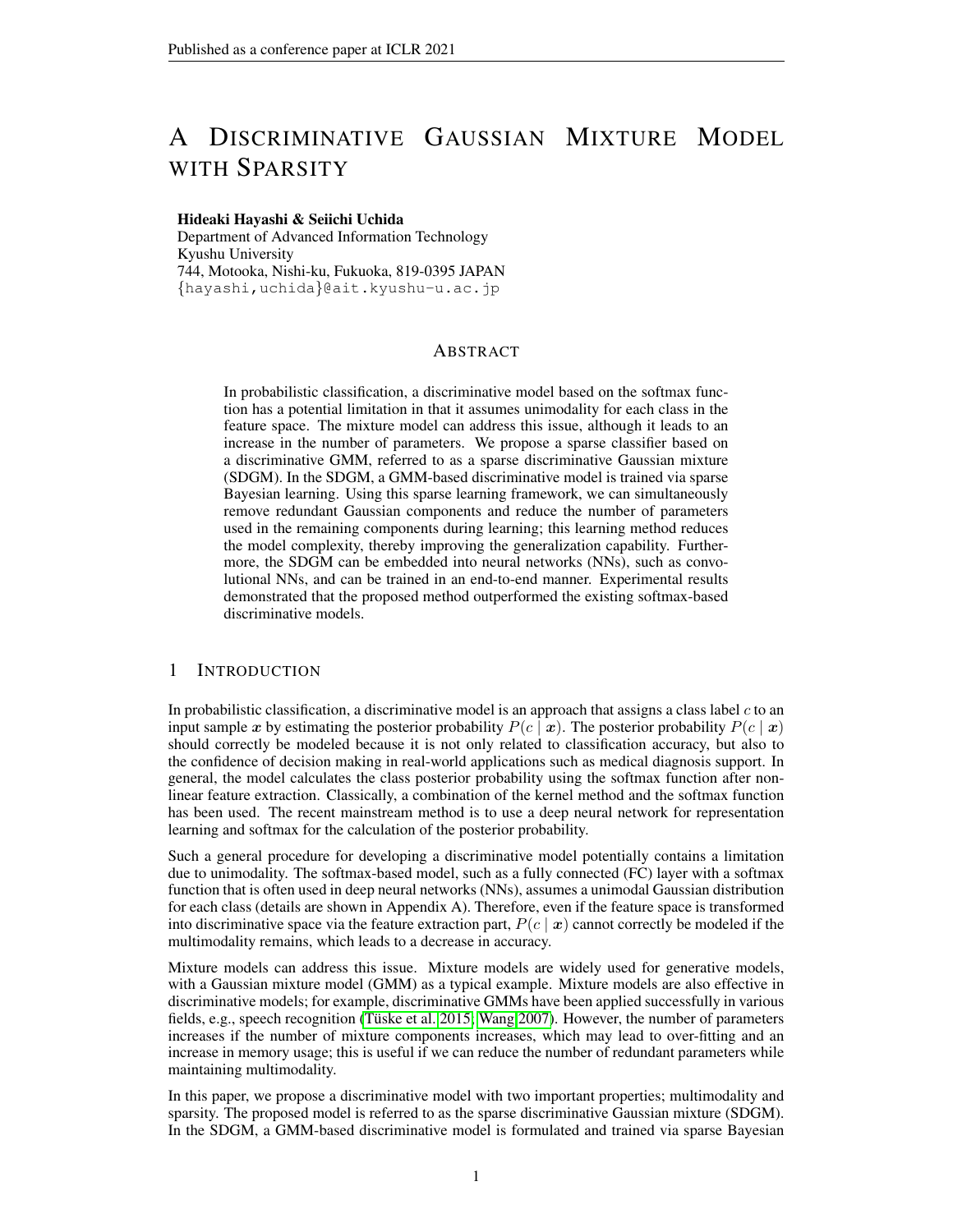# A Discriminative Gaussian Mixture Model with Sparsity

**Hideaki Hayashi & Seiichi Uchida**
Department of Advanced Information Technology
Kyushu University
744, Motooka, Nishi-ku, Fukuoka, 819-0395 JAPAN
{hayashi,uchida}@ait.kyushu-u.ac.jp

## Abstract

In probabilistic classification, a discriminative model based on the softmax function has a potential limitation in that it assumes unimodality for each class in the feature space. The mixture model can address this issue, although it leads to an increase in the number of parameters. We propose a sparse classifier based on a discriminative GMM, referred to as a sparse discriminative Gaussian mixture (SDGM). In the SDGM, a GMM-based discriminative model is trained via sparse Bayesian learning. Using this sparse learning framework, we can simultaneously remove redundant Gaussian components and reduce the number of parameters used in the remaining components during learning; this learning method reduces the model complexity, thereby improving the generalization capability. Furthermore, the SDGM can be embedded into neural networks (NNs), such as convolutional NNs, and can be trained in an end-to-end manner. Experimental results demonstrated that the proposed method outperformed the existing softmax-based discriminative models.

## 1 Introduction

In probabilistic classification, a discriminative model is an approach that assigns a class label $c$ to an input sample $\boldsymbol{x}$ by estimating the posterior probability $P(c \mid \boldsymbol{x})$. The posterior probability $P(c \mid \boldsymbol{x})$ should correctly be modeled because it is not only related to classification accuracy, but also to the confidence of decision making in real-world applications such as medical diagnosis support. In general, the model calculates the class posterior probability using the softmax function after nonlinear feature extraction. Classically, a combination of the kernel method and the softmax function has been used. The recent mainstream method is to use a deep neural network for representation learning and softmax for the calculation of the posterior probability.

Such a general procedure for developing a discriminative model potentially contains a limitation due to unimodality. The softmax-based model, such as a fully connected (FC) layer with a softmax function that is often used in deep neural networks (NNs), assumes a unimodal Gaussian distribution for each class (details are shown in Appendix A). Therefore, even if the feature space is transformed into discriminative space via the feature extraction part, $P(c \mid \boldsymbol{x})$ cannot correctly be modeled if the multimodality remains, which leads to a decrease in accuracy.

Mixture models can address this issue. Mixture models are widely used for generative models, with a Gaussian mixture model (GMM) as a typical example. Mixture models are also effective in discriminative models; for example, discriminative GMMs have been applied successfully in various fields, e.g., speech recognition (Tüske et al. 2015; Wang 2007). However, the number of parameters increases if the number of mixture components increases, which may lead to over-fitting and an increase in memory usage; this is useful if we can reduce the number of redundant parameters while maintaining multimodality.

In this paper, we propose a discriminative model with two important properties; multimodality and sparsity. The proposed model is referred to as the sparse discriminative Gaussian mixture (SDGM). In the SDGM, a GMM-based discriminative model is formulated and trained via sparse Bayesian